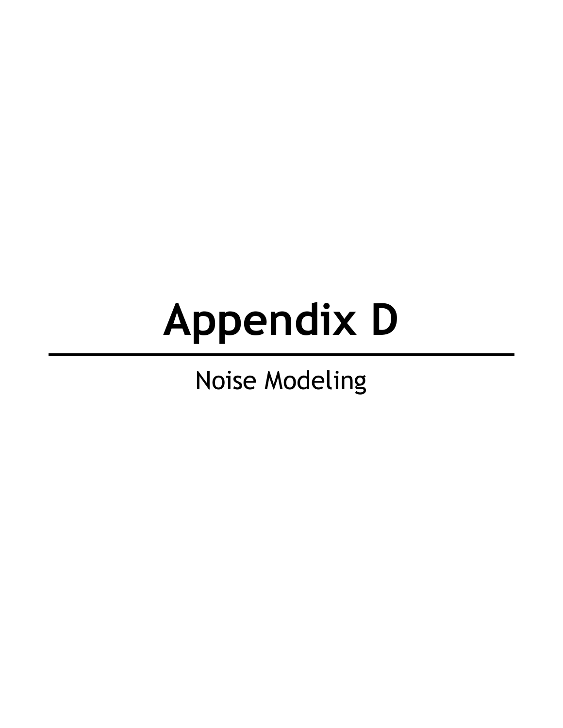# Appendix D

Noise Modeling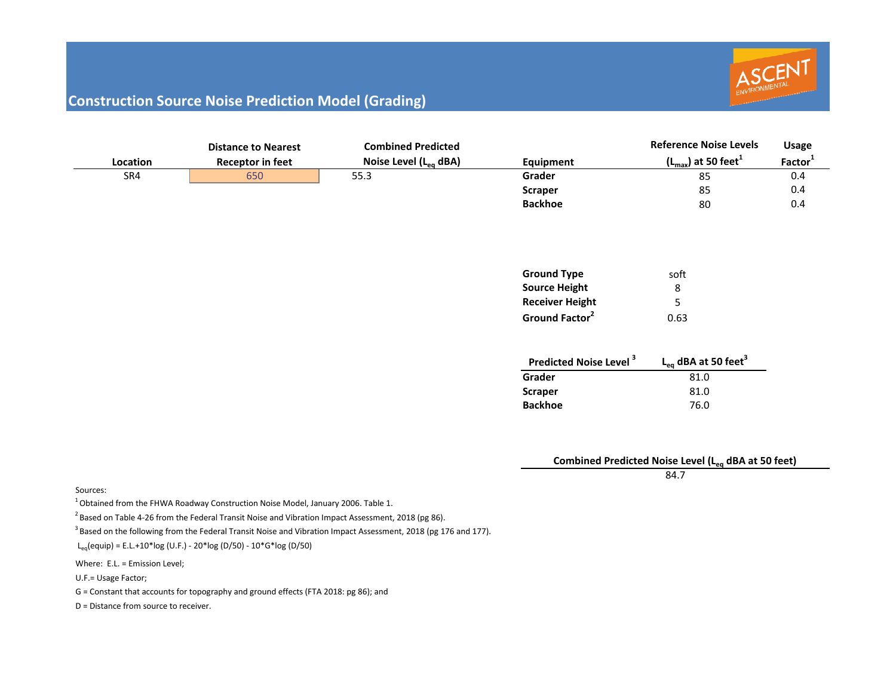# Construction Source Noise Prediction Model (Grading)

| Location | Distance to Nearest Receptor in feet | Combined Predicted Noise Level ($L_{eq}$ dBA) |
|---|---|---|
| SR4 | 650 | 55.3 |

| Equipment | Reference Noise Levels ($L_{max}$) at 50 feet[1] | Usage Factor[1] |
|---|---|---|
| Grader | 85 | 0.4 |
| Scraper | 85 | 0.4 |
| Backhoe | 80 | 0.4 |

| | |
|---|---|
| **Ground Type** | soft |
| **Source Height** | 8 |
| **Receiver Height** | 5 |
| **Ground Factor**[2] | 0.63 |

| Predicted Noise Level [3] | $L_{eq}$ dBA at 50 feet[3] |
|---|---|
| Grader | 81.0 |
| Scraper | 81.0 |
| Backhoe | 76.0 |

| Combined Predicted Noise Level ($L_{eq}$ dBA at 50 feet) |
|---|
| 84.7 |

Sources:

[1] Obtained from the FHWA Roadway Construction Noise Model, January 2006. Table 1.

[2] Based on Table 4-26 from the Federal Transit Noise and Vibration Impact Assessment, 2018 (pg 86).

[3] Based on the following from the Federal Transit Noise and Vibration Impact Assessment, 2018 (pg 176 and 177).

$L_{eq}(\text{equip}) = E.L.+10*\log(U.F.) - 20*\log(D/50) - 10*G*\log(D/50)$

Where: E.L. = Emission Level;

U.F.= Usage Factor;

G = Constant that accounts for topography and ground effects (FTA 2018: pg 86); and

D = Distance from source to receiver.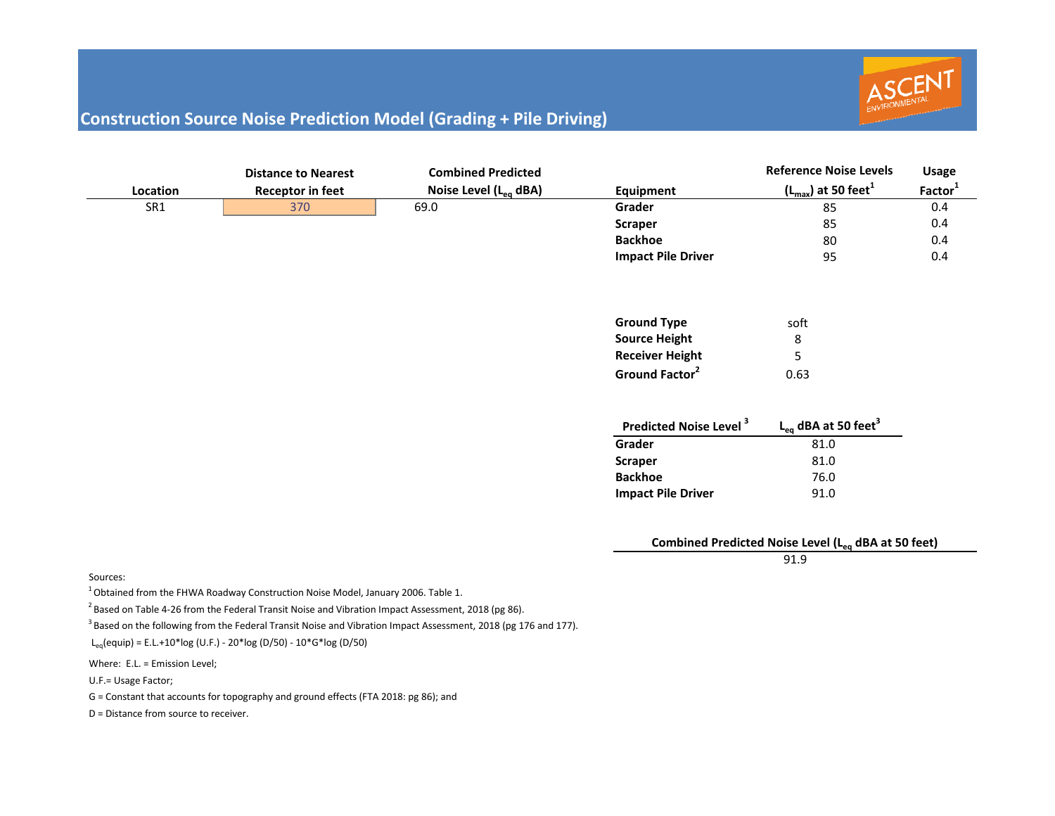# Construction Source Noise Prediction Model (Grading + Pile Driving)

| Location | Distance to Nearest Receptor in feet | Combined Predicted Noise Level ($L_{eq}$ dBA) |
|---|---|---|
| SR1 | 370 | 69.0 |

| Equipment | Reference Noise Levels ($L_{max}$) at 50 feet[1] | Usage Factor[1] |
|---|---|---|
| Grader | 85 | 0.4 |
| Scraper | 85 | 0.4 |
| Backhoe | 80 | 0.4 |
| Impact Pile Driver | 95 | 0.4 |

| | |
|---|---|
| **Ground Type** | soft |
| **Source Height** | 8 |
| **Receiver Height** | 5 |
| **Ground Factor**[2] | 0.63 |

| Predicted Noise Level [3] | $L_{eq}$ dBA at 50 feet[3] |
|---|---|
| Grader | 81.0 |
| Scraper | 81.0 |
| Backhoe | 76.0 |
| Impact Pile Driver | 91.0 |

| Combined Predicted Noise Level ($L_{eq}$ dBA at 50 feet) |
|---|
| 91.9 |

Sources:

[1] Obtained from the FHWA Roadway Construction Noise Model, January 2006. Table 1.

[2] Based on Table 4-26 from the Federal Transit Noise and Vibration Impact Assessment, 2018 (pg 86).

[3] Based on the following from the Federal Transit Noise and Vibration Impact Assessment, 2018 (pg 176 and 177).

$L_{eq}$(equip) = E.L.+10*log (U.F.) - 20*log (D/50) - 10*G*log (D/50)

Where: E.L. = Emission Level;

U.F.= Usage Factor;

G = Constant that accounts for topography and ground effects (FTA 2018: pg 86); and

D = Distance from source to receiver.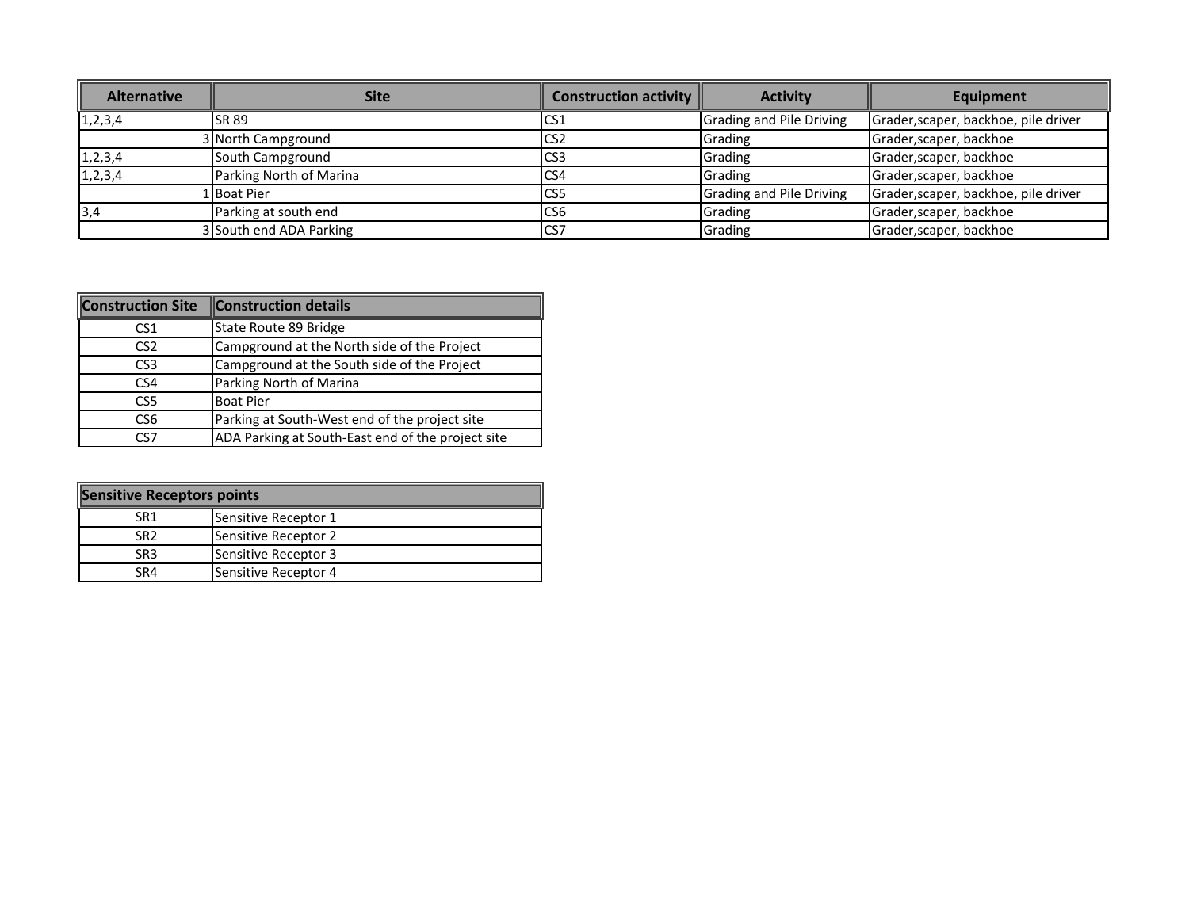| Alternative | Site | Construction activity | Activity | Equipment |
|---|---|---|---|---|
| 1,2,3,4 | SR 89 | CS1 | Grading and Pile Driving | Grader,scaper, backhoe, pile driver |
| 3 | North Campground | CS2 | Grading | Grader,scaper, backhoe |
| 1,2,3,4 | South Campground | CS3 | Grading | Grader,scaper, backhoe |
| 1,2,3,4 | Parking North of Marina | CS4 | Grading | Grader,scaper, backhoe |
| 1 | Boat Pier | CS5 | Grading and Pile Driving | Grader,scaper, backhoe, pile driver |
| 3,4 | Parking at south end | CS6 | Grading | Grader,scaper, backhoe |
| 3 | South end ADA Parking | CS7 | Grading | Grader,scaper, backhoe |

| Construction Site | Construction details |
|---|---|
| CS1 | State Route 89 Bridge |
| CS2 | Campground at the North side of the Project |
| CS3 | Campground at the South side of the Project |
| CS4 | Parking North of Marina |
| CS5 | Boat Pier |
| CS6 | Parking at South-West end of the project site |
| CS7 | ADA Parking at South-East end of the project site |

| Sensitive Receptors points | |
|---|---|
| SR1 | Sensitive Receptor 1 |
| SR2 | Sensitive Receptor 2 |
| SR3 | Sensitive Receptor 3 |
| SR4 | Sensitive Receptor 4 |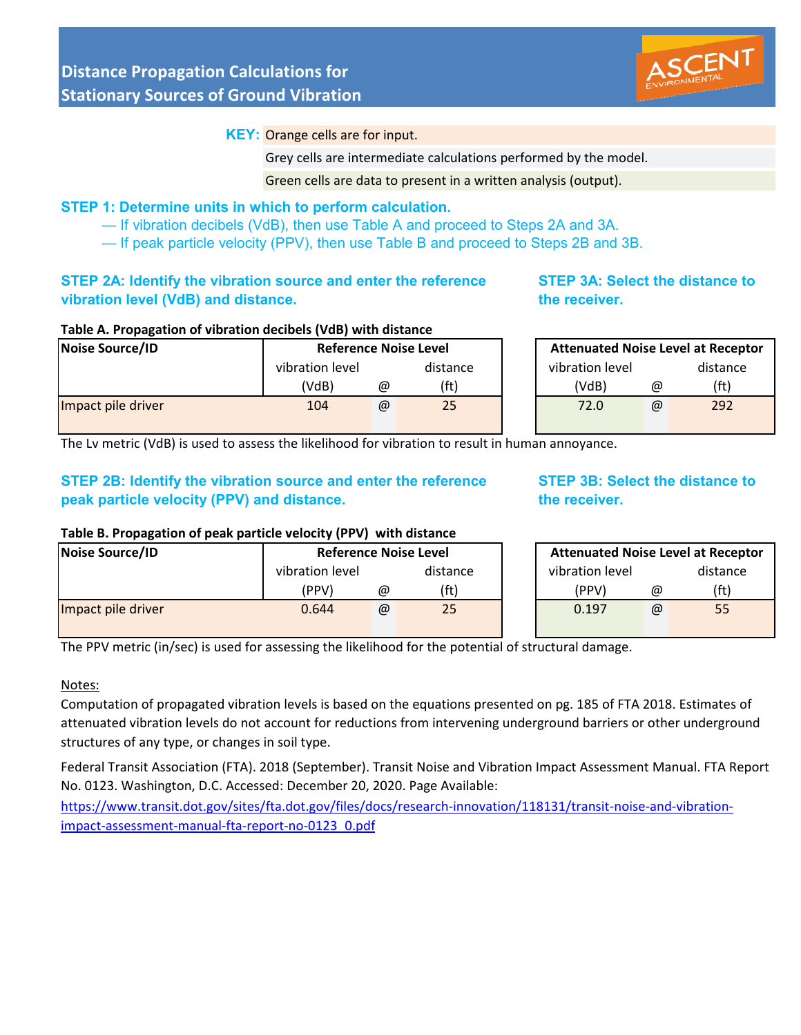# Distance Propagation Calculations for Stationary Sources of Ground Vibration

ASCENT ENVIRONMENTAL

**KEY:** Orange cells are for input.

Grey cells are intermediate calculations performed by the model.

Green cells are data to present in a written analysis (output).

**STEP 1: Determine units in which to perform calculation.**

— If vibration decibels (VdB), then use Table A and proceed to Steps 2A and 3A.

— If peak particle velocity (PPV), then use Table B and proceed to Steps 2B and 3B.

**STEP 2A: Identify the vibration source and enter the reference vibration level (VdB) and distance.**

**STEP 3A: Select the distance to the receiver.**

**Table A. Propagation of vibration decibels (VdB) with distance**

| Noise Source/ID | Reference Noise Level | | | Attenuated Noise Level at Receptor | | |
|---|---|---|---|---|---|---|
| | vibration level (VdB) | @ | distance (ft) | vibration level (VdB) | @ | distance (ft) |
| Impact pile driver | 104 | @ | 25 | 72.0 | @ | 292 |

The Lv metric (VdB) is used to assess the likelihood for vibration to result in human annoyance.

**STEP 2B: Identify the vibration source and enter the reference peak particle velocity (PPV) and distance.**

**STEP 3B: Select the distance to the receiver.**

**Table B. Propagation of peak particle velocity (PPV) with distance**

| Noise Source/ID | Reference Noise Level | | | Attenuated Noise Level at Receptor | | |
|---|---|---|---|---|---|---|
| | vibration level (PPV) | @ | distance (ft) | vibration level (PPV) | @ | distance (ft) |
| Impact pile driver | 0.644 | @ | 25 | 0.197 | @ | 55 |

The PPV metric (in/sec) is used for assessing the likelihood for the potential of structural damage.

Notes:

Computation of propagated vibration levels is based on the equations presented on pg. 185 of FTA 2018. Estimates of attenuated vibration levels do not account for reductions from intervening underground barriers or other underground structures of any type, or changes in soil type.

Federal Transit Association (FTA). 2018 (September). Transit Noise and Vibration Impact Assessment Manual. FTA Report No. 0123. Washington, D.C. Accessed: December 20, 2020. Page Available: https://www.transit.dot.gov/sites/fta.dot.gov/files/docs/research-innovation/118131/transit-noise-and-vibration-impact-assessment-manual-fta-report-no-0123_0.pdf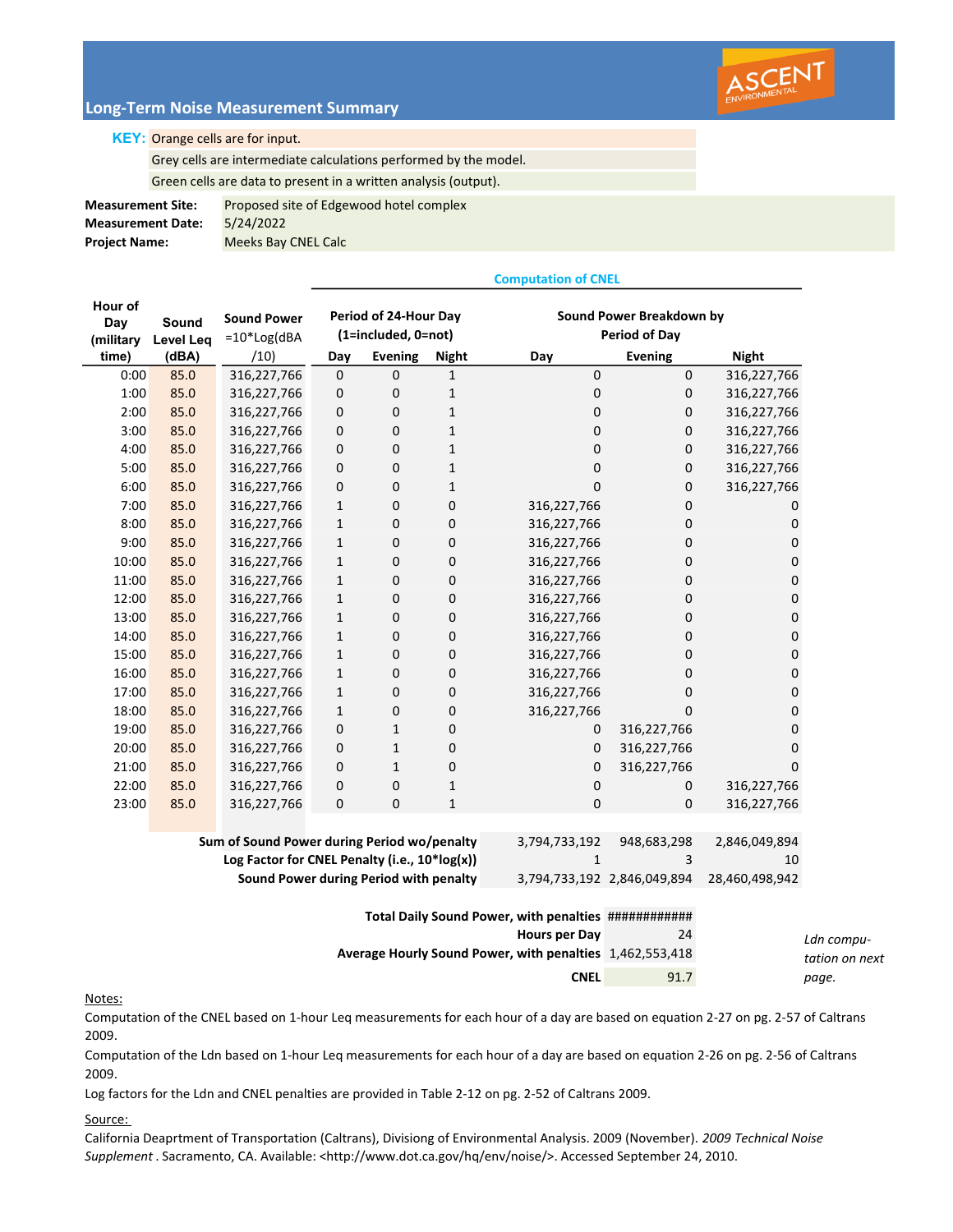## Long-Term Noise Measurement Summary

**KEY:** Orange cells are for input.

Grey cells are intermediate calculations performed by the model.

Green cells are data to present in a written analysis (output).

**Measurement Site:** Proposed site of Edgewood hotel complex
**Measurement Date:** 5/24/2022
**Project Name:** Meeks Bay CNEL Calc

### Computation of CNEL

| Hour of Day (military time) | Sound Level Leq (dBA) | Sound Power =10*Log(dBA /10) | Period of 24-Hour Day (1=included, 0=not) | | | Sound Power Breakdown by Period of Day | | |
|---|---|---|---|---|---|---|---|---|
| | | | Day | Evening | Night | Day | Evening | Night |
| 0:00 | 85.0 | 316,227,766 | 0 | 0 | 1 | 0 | 0 | 316,227,766 |
| 1:00 | 85.0 | 316,227,766 | 0 | 0 | 1 | 0 | 0 | 316,227,766 |
| 2:00 | 85.0 | 316,227,766 | 0 | 0 | 1 | 0 | 0 | 316,227,766 |
| 3:00 | 85.0 | 316,227,766 | 0 | 0 | 1 | 0 | 0 | 316,227,766 |
| 4:00 | 85.0 | 316,227,766 | 0 | 0 | 1 | 0 | 0 | 316,227,766 |
| 5:00 | 85.0 | 316,227,766 | 0 | 0 | 1 | 0 | 0 | 316,227,766 |
| 6:00 | 85.0 | 316,227,766 | 0 | 0 | 1 | 0 | 0 | 316,227,766 |
| 7:00 | 85.0 | 316,227,766 | 1 | 0 | 0 | 316,227,766 | 0 | 0 |
| 8:00 | 85.0 | 316,227,766 | 1 | 0 | 0 | 316,227,766 | 0 | 0 |
| 9:00 | 85.0 | 316,227,766 | 1 | 0 | 0 | 316,227,766 | 0 | 0 |
| 10:00 | 85.0 | 316,227,766 | 1 | 0 | 0 | 316,227,766 | 0 | 0 |
| 11:00 | 85.0 | 316,227,766 | 1 | 0 | 0 | 316,227,766 | 0 | 0 |
| 12:00 | 85.0 | 316,227,766 | 1 | 0 | 0 | 316,227,766 | 0 | 0 |
| 13:00 | 85.0 | 316,227,766 | 1 | 0 | 0 | 316,227,766 | 0 | 0 |
| 14:00 | 85.0 | 316,227,766 | 1 | 0 | 0 | 316,227,766 | 0 | 0 |
| 15:00 | 85.0 | 316,227,766 | 1 | 0 | 0 | 316,227,766 | 0 | 0 |
| 16:00 | 85.0 | 316,227,766 | 1 | 0 | 0 | 316,227,766 | 0 | 0 |
| 17:00 | 85.0 | 316,227,766 | 1 | 0 | 0 | 316,227,766 | 0 | 0 |
| 18:00 | 85.0 | 316,227,766 | 1 | 0 | 0 | 316,227,766 | 0 | 0 |
| 19:00 | 85.0 | 316,227,766 | 0 | 1 | 0 | 0 | 316,227,766 | 0 |
| 20:00 | 85.0 | 316,227,766 | 0 | 1 | 0 | 0 | 316,227,766 | 0 |
| 21:00 | 85.0 | 316,227,766 | 0 | 1 | 0 | 0 | 316,227,766 | 0 |
| 22:00 | 85.0 | 316,227,766 | 0 | 0 | 1 | 0 | 0 | 316,227,766 |
| 23:00 | 85.0 | 316,227,766 | 0 | 0 | 1 | 0 | 0 | 316,227,766 |

| | Day | Evening | Night |
|---|---|---|---|
| **Sum of Sound Power during Period wo/penalty** | 3,794,733,192 | 948,683,298 | 2,846,049,894 |
| **Log Factor for CNEL Penalty (i.e., 10*log(x))** | 1 | 3 | 10 |
| **Sound Power during Period with penalty** | 3,794,733,192 | 2,846,049,894 | 28,460,498,942 |

| | |
|---|---|
| **Total Daily Sound Power, with penalties** | ############ |
| **Hours per Day** | 24 |
| **Average Hourly Sound Power, with penalties** | 1,462,553,418 |
| **CNEL** | 91.7 |

*Ldn computation on next page.*

Notes:

Computation of the CNEL based on 1-hour Leq measurements for each hour of a day are based on equation 2-27 on pg. 2-57 of Caltrans 2009.

Computation of the Ldn based on 1-hour Leq measurements for each hour of a day are based on equation 2-26 on pg. 2-56 of Caltrans 2009.

Log factors for the Ldn and CNEL penalties are provided in Table 2-12 on pg. 2-52 of Caltrans 2009.

Source:

California Deaprtment of Transportation (Caltrans), Divisiong of Environmental Analysis. 2009 (November). *2009 Technical Noise Supplement*. Sacramento, CA. Available: <http://www.dot.ca.gov/hq/env/noise/>. Accessed September 24, 2010.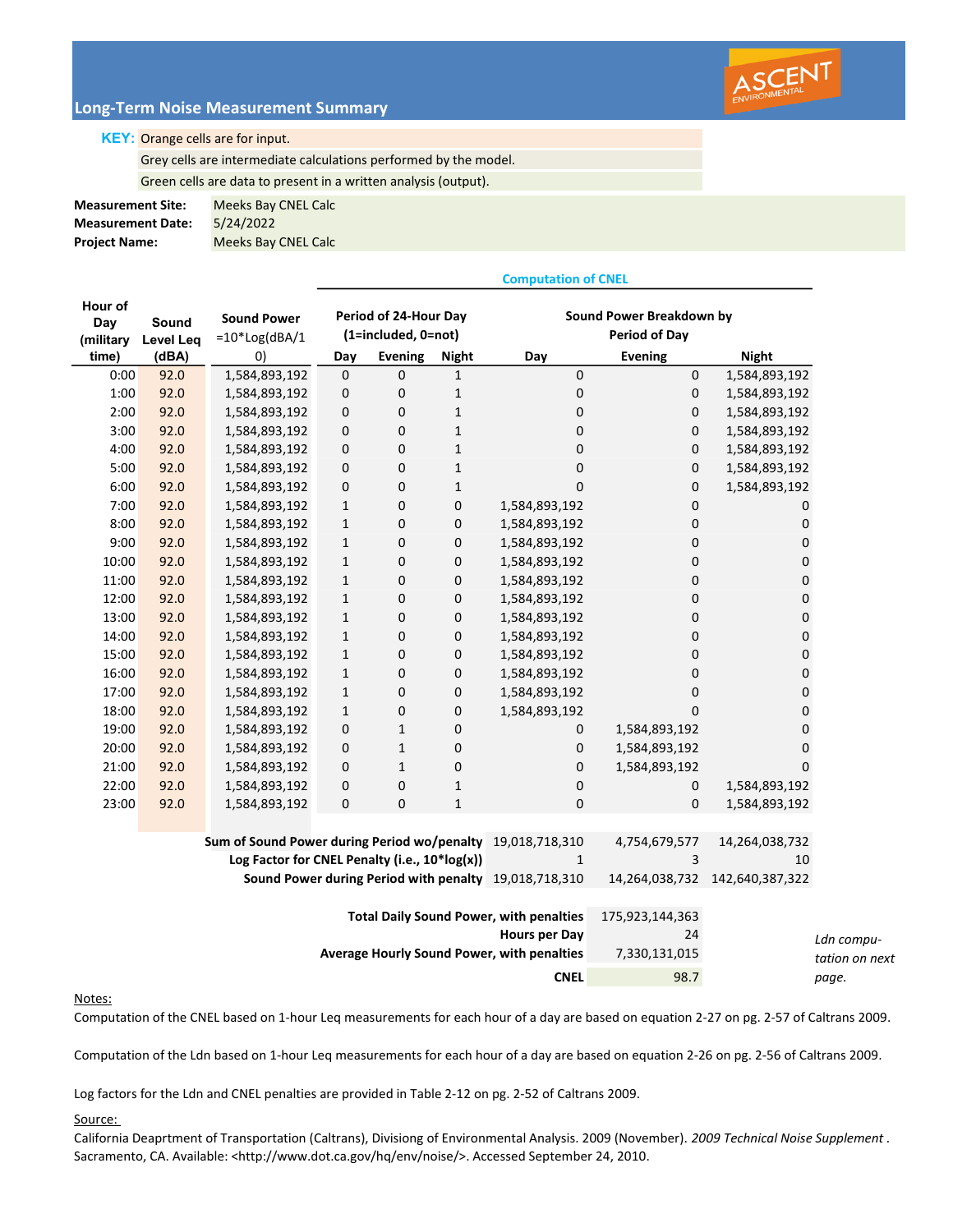## Long-Term Noise Measurement Summary

ASCENT ENVIRONMENTAL

**KEY:** Orange cells are for input.

Grey cells are intermediate calculations performed by the model.

Green cells are data to present in a written analysis (output).

**Measurement Site:** Meeks Bay CNEL Calc
**Measurement Date:** 5/24/2022
**Project Name:** Meeks Bay CNEL Calc

### Computation of CNEL

| Hour of Day (military time) | Sound Level Leq (dBA) | Sound Power =10*Log(dBA/10) | Period of 24-Hour Day (1=included, 0=not) | | | Sound Power Breakdown by Period of Day | | |
|---|---|---|---|---|---|---|---|---|
| | | | Day | Evening | Night | Day | Evening | Night |
| 0:00 | 92.0 | 1,584,893,192 | 0 | 0 | 1 | 0 | 0 | 1,584,893,192 |
| 1:00 | 92.0 | 1,584,893,192 | 0 | 0 | 1 | 0 | 0 | 1,584,893,192 |
| 2:00 | 92.0 | 1,584,893,192 | 0 | 0 | 1 | 0 | 0 | 1,584,893,192 |
| 3:00 | 92.0 | 1,584,893,192 | 0 | 0 | 1 | 0 | 0 | 1,584,893,192 |
| 4:00 | 92.0 | 1,584,893,192 | 0 | 0 | 1 | 0 | 0 | 1,584,893,192 |
| 5:00 | 92.0 | 1,584,893,192 | 0 | 0 | 1 | 0 | 0 | 1,584,893,192 |
| 6:00 | 92.0 | 1,584,893,192 | 0 | 0 | 1 | 0 | 0 | 1,584,893,192 |
| 7:00 | 92.0 | 1,584,893,192 | 1 | 0 | 0 | 1,584,893,192 | 0 | 0 |
| 8:00 | 92.0 | 1,584,893,192 | 1 | 0 | 0 | 1,584,893,192 | 0 | 0 |
| 9:00 | 92.0 | 1,584,893,192 | 1 | 0 | 0 | 1,584,893,192 | 0 | 0 |
| 10:00 | 92.0 | 1,584,893,192 | 1 | 0 | 0 | 1,584,893,192 | 0 | 0 |
| 11:00 | 92.0 | 1,584,893,192 | 1 | 0 | 0 | 1,584,893,192 | 0 | 0 |
| 12:00 | 92.0 | 1,584,893,192 | 1 | 0 | 0 | 1,584,893,192 | 0 | 0 |
| 13:00 | 92.0 | 1,584,893,192 | 1 | 0 | 0 | 1,584,893,192 | 0 | 0 |
| 14:00 | 92.0 | 1,584,893,192 | 1 | 0 | 0 | 1,584,893,192 | 0 | 0 |
| 15:00 | 92.0 | 1,584,893,192 | 1 | 0 | 0 | 1,584,893,192 | 0 | 0 |
| 16:00 | 92.0 | 1,584,893,192 | 1 | 0 | 0 | 1,584,893,192 | 0 | 0 |
| 17:00 | 92.0 | 1,584,893,192 | 1 | 0 | 0 | 1,584,893,192 | 0 | 0 |
| 18:00 | 92.0 | 1,584,893,192 | 1 | 0 | 0 | 1,584,893,192 | 0 | 0 |
| 19:00 | 92.0 | 1,584,893,192 | 0 | 1 | 0 | 0 | 1,584,893,192 | 0 |
| 20:00 | 92.0 | 1,584,893,192 | 0 | 1 | 0 | 0 | 1,584,893,192 | 0 |
| 21:00 | 92.0 | 1,584,893,192 | 0 | 1 | 0 | 0 | 1,584,893,192 | 0 |
| 22:00 | 92.0 | 1,584,893,192 | 0 | 0 | 1 | 0 | 0 | 1,584,893,192 |
| 23:00 | 92.0 | 1,584,893,192 | 0 | 0 | 1 | 0 | 0 | 1,584,893,192 |
| **Sum of Sound Power during Period wo/penalty** | | | | | | 19,018,718,310 | 4,754,679,577 | 14,264,038,732 |
| **Log Factor for CNEL Penalty (i.e., 10*log(x))** | | | | | | 1 | 3 | 10 |
| **Sound Power during Period with penalty** | | | | | | 19,018,718,310 | 14,264,038,732 | 142,640,387,322 |

| | |
|---|---|
| **Total Daily Sound Power, with penalties** | 175,923,144,363 |
| **Hours per Day** | 24 |
| **Average Hourly Sound Power, with penalties** | 7,330,131,015 |
| **CNEL** | 98.7 |

*Ldn computation on next page.*

Notes:

Computation of the CNEL based on 1-hour Leq measurements for each hour of a day are based on equation 2-27 on pg. 2-57 of Caltrans 2009.

Computation of the Ldn based on 1-hour Leq measurements for each hour of a day are based on equation 2-26 on pg. 2-56 of Caltrans 2009.

Log factors for the Ldn and CNEL penalties are provided in Table 2-12 on pg. 2-52 of Caltrans 2009.

Source:

California Deaprtment of Transportation (Caltrans), Divisiong of Environmental Analysis. 2009 (November). *2009 Technical Noise Supplement* . Sacramento, CA. Available: <http://www.dot.ca.gov/hq/env/noise/>. Accessed September 24, 2010.